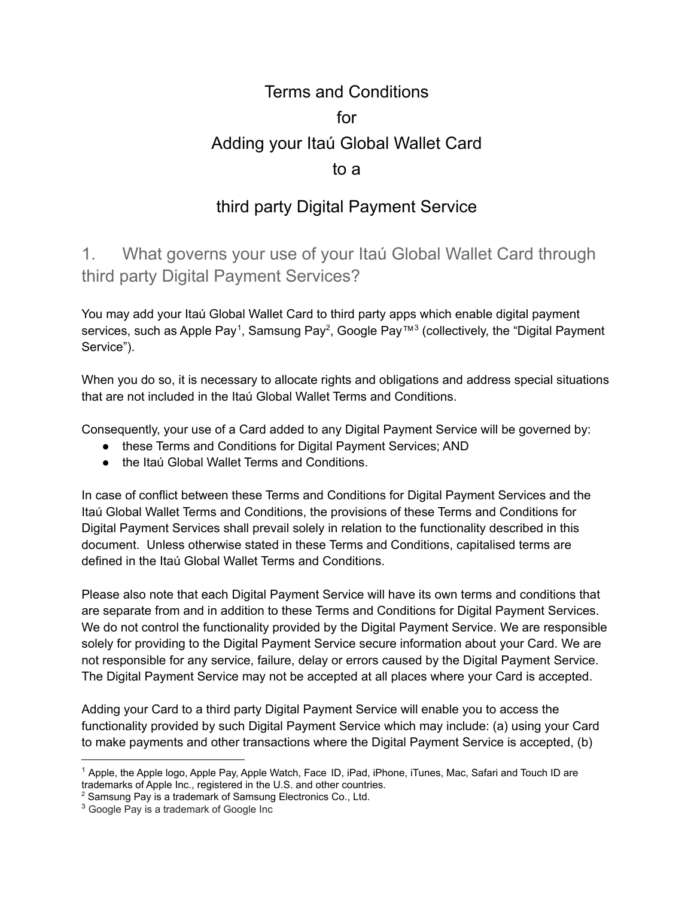# Terms and Conditions for Adding your Itaú Global Wallet Card to a third party Digital Payment Service

## 1. What governs your use of your Itaú Global Wallet Card through third party Digital Payment Services?

You may add your Itaú Global Wallet Card to third party apps which enable digital payment services, such as Apple Pay[1], Samsung Pay[2], Google Pay™[3] (collectively, the "Digital Payment Service").

When you do so, it is necessary to allocate rights and obligations and address special situations that are not included in the Itaú Global Wallet Terms and Conditions.

Consequently, your use of a Card added to any Digital Payment Service will be governed by:

- these Terms and Conditions for Digital Payment Services; AND
- the Itaú Global Wallet Terms and Conditions.

In case of conflict between these Terms and Conditions for Digital Payment Services and the Itaú Global Wallet Terms and Conditions, the provisions of these Terms and Conditions for Digital Payment Services shall prevail solely in relation to the functionality described in this document. Unless otherwise stated in these Terms and Conditions, capitalised terms are defined in the Itaú Global Wallet Terms and Conditions.

Please also note that each Digital Payment Service will have its own terms and conditions that are separate from and in addition to these Terms and Conditions for Digital Payment Services. We do not control the functionality provided by the Digital Payment Service. We are responsible solely for providing to the Digital Payment Service secure information about your Card. We are not responsible for any service, failure, delay or errors caused by the Digital Payment Service. The Digital Payment Service may not be accepted at all places where your Card is accepted.

Adding your Card to a third party Digital Payment Service will enable you to access the functionality provided by such Digital Payment Service which may include: (a) using your Card to make payments and other transactions where the Digital Payment Service is accepted, (b)

---

[1] Apple, the Apple logo, Apple Pay, Apple Watch, Face ID, iPad, iPhone, iTunes, Mac, Safari and Touch ID are trademarks of Apple Inc., registered in the U.S. and other countries.

[2] Samsung Pay is a trademark of Samsung Electronics Co., Ltd.

[3] Google Pay is a trademark of Google Inc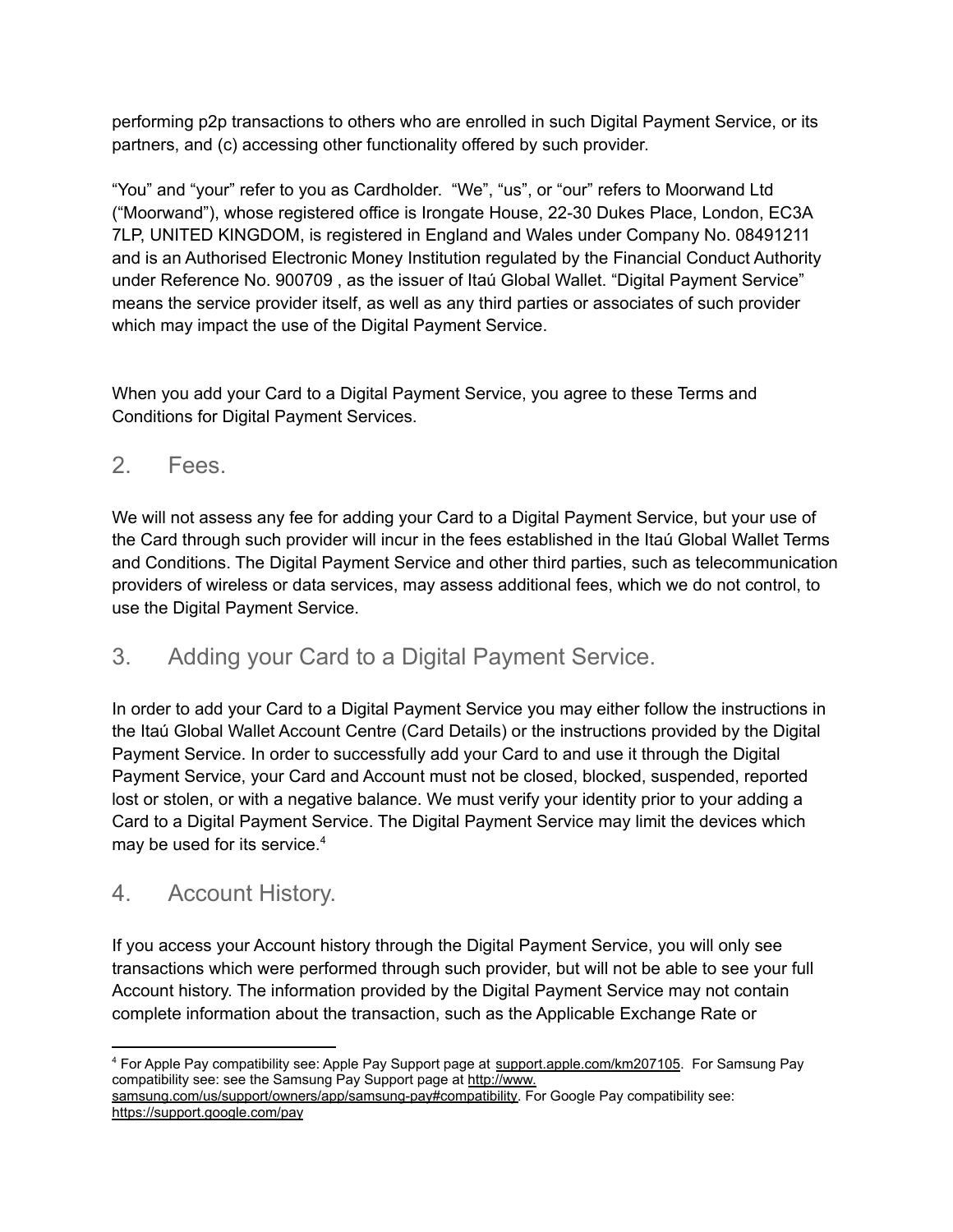performing p2p transactions to others who are enrolled in such Digital Payment Service, or its partners, and (c) accessing other functionality offered by such provider.

“You” and “your” refer to you as Cardholder.  “We”, “us”, or “our” refers to Moorwand Ltd (“Moorwand”), whose registered office is Irongate House, 22-30 Dukes Place, London, EC3A 7LP, UNITED KINGDOM, is registered in England and Wales under Company No. 08491211 and is an Authorised Electronic Money Institution regulated by the Financial Conduct Authority under Reference No. 900709 , as the issuer of Itaú Global Wallet. “Digital Payment Service” means the service provider itself, as well as any third parties or associates of such provider which may impact the use of the Digital Payment Service.

When you add your Card to a Digital Payment Service, you agree to these Terms and Conditions for Digital Payment Services.

## 2. Fees.

We will not assess any fee for adding your Card to a Digital Payment Service, but your use of the Card through such provider will incur in the fees established in the Itaú Global Wallet Terms and Conditions. The Digital Payment Service and other third parties, such as telecommunication providers of wireless or data services, may assess additional fees, which we do not control, to use the Digital Payment Service.

## 3. Adding your Card to a Digital Payment Service.

In order to add your Card to a Digital Payment Service you may either follow the instructions in the Itaú Global Wallet Account Centre (Card Details) or the instructions provided by the Digital Payment Service. In order to successfully add your Card to and use it through the Digital Payment Service, your Card and Account must not be closed, blocked, suspended, reported lost or stolen, or with a negative balance. We must verify your identity prior to your adding a Card to a Digital Payment Service. The Digital Payment Service may limit the devices which may be used for its service.[4]

## 4. Account History.

If you access your Account history through the Digital Payment Service, you will only see transactions which were performed through such provider, but will not be able to see your full Account history. The information provided by the Digital Payment Service may not contain complete information about the transaction, such as the Applicable Exchange Rate or

---

[4] For Apple Pay compatibility see: Apple Pay Support page at support.apple.com/km207105. For Samsung Pay compatibility see: see the Samsung Pay Support page at http://www.samsung.com/us/support/owners/app/samsung-pay#compatibility. For Google Pay compatibility see: https://support.google.com/pay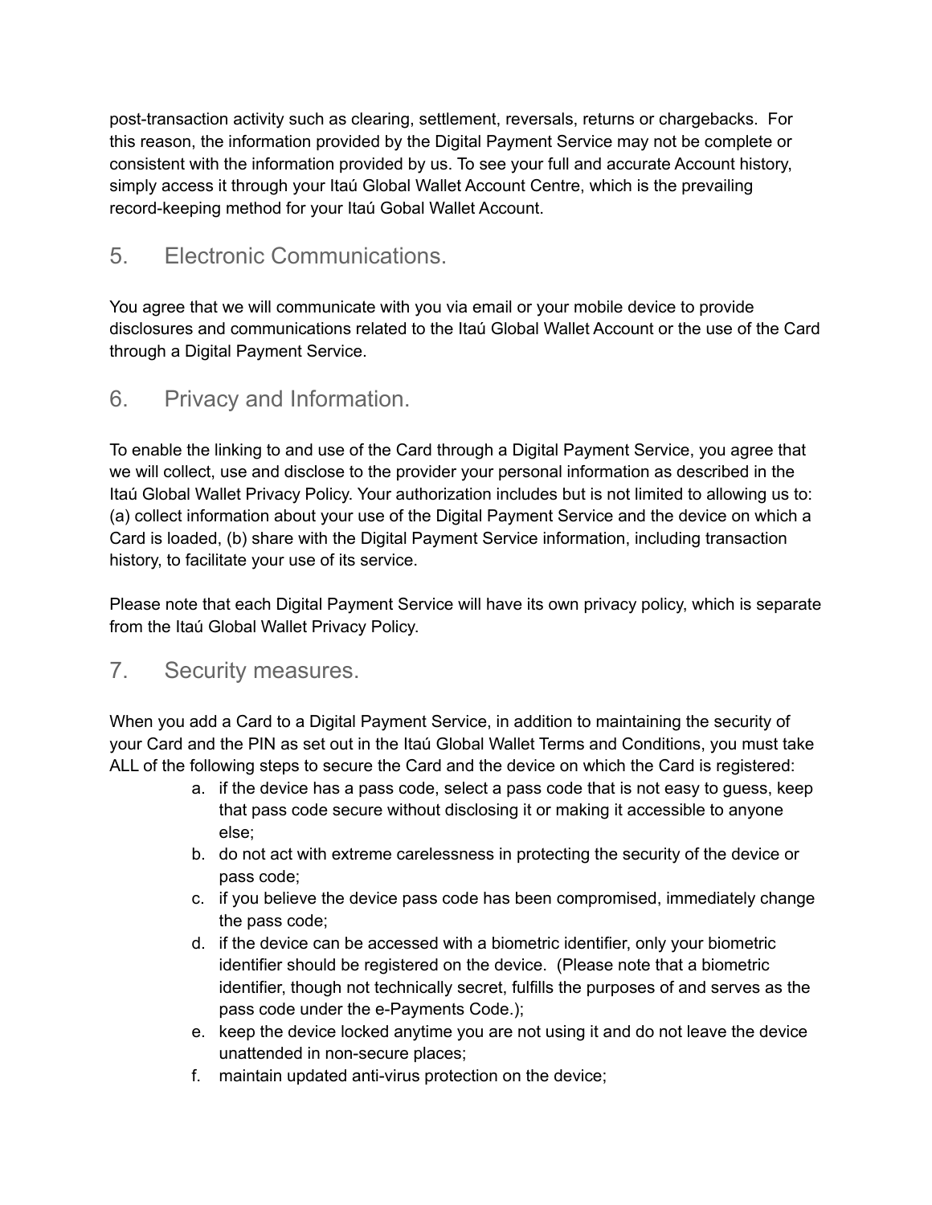post-transaction activity such as clearing, settlement, reversals, returns or chargebacks. For this reason, the information provided by the Digital Payment Service may not be complete or consistent with the information provided by us. To see your full and accurate Account history, simply access it through your Itaú Global Wallet Account Centre, which is the prevailing record-keeping method for your Itaú Gobal Wallet Account.

## 5. Electronic Communications.

You agree that we will communicate with you via email or your mobile device to provide disclosures and communications related to the Itaú Global Wallet Account or the use of the Card through a Digital Payment Service.

## 6. Privacy and Information.

To enable the linking to and use of the Card through a Digital Payment Service, you agree that we will collect, use and disclose to the provider your personal information as described in the Itaú Global Wallet Privacy Policy. Your authorization includes but is not limited to allowing us to: (a) collect information about your use of the Digital Payment Service and the device on which a Card is loaded, (b) share with the Digital Payment Service information, including transaction history, to facilitate your use of its service.

Please note that each Digital Payment Service will have its own privacy policy, which is separate from the Itaú Global Wallet Privacy Policy.

## 7. Security measures.

When you add a Card to a Digital Payment Service, in addition to maintaining the security of your Card and the PIN as set out in the Itaú Global Wallet Terms and Conditions, you must take ALL of the following steps to secure the Card and the device on which the Card is registered:

a. if the device has a pass code, select a pass code that is not easy to guess, keep that pass code secure without disclosing it or making it accessible to anyone else;
b. do not act with extreme carelessness in protecting the security of the device or pass code;
c. if you believe the device pass code has been compromised, immediately change the pass code;
d. if the device can be accessed with a biometric identifier, only your biometric identifier should be registered on the device. (Please note that a biometric identifier, though not technically secret, fulfills the purposes of and serves as the pass code under the e-Payments Code.);
e. keep the device locked anytime you are not using it and do not leave the device unattended in non-secure places;
f. maintain updated anti-virus protection on the device;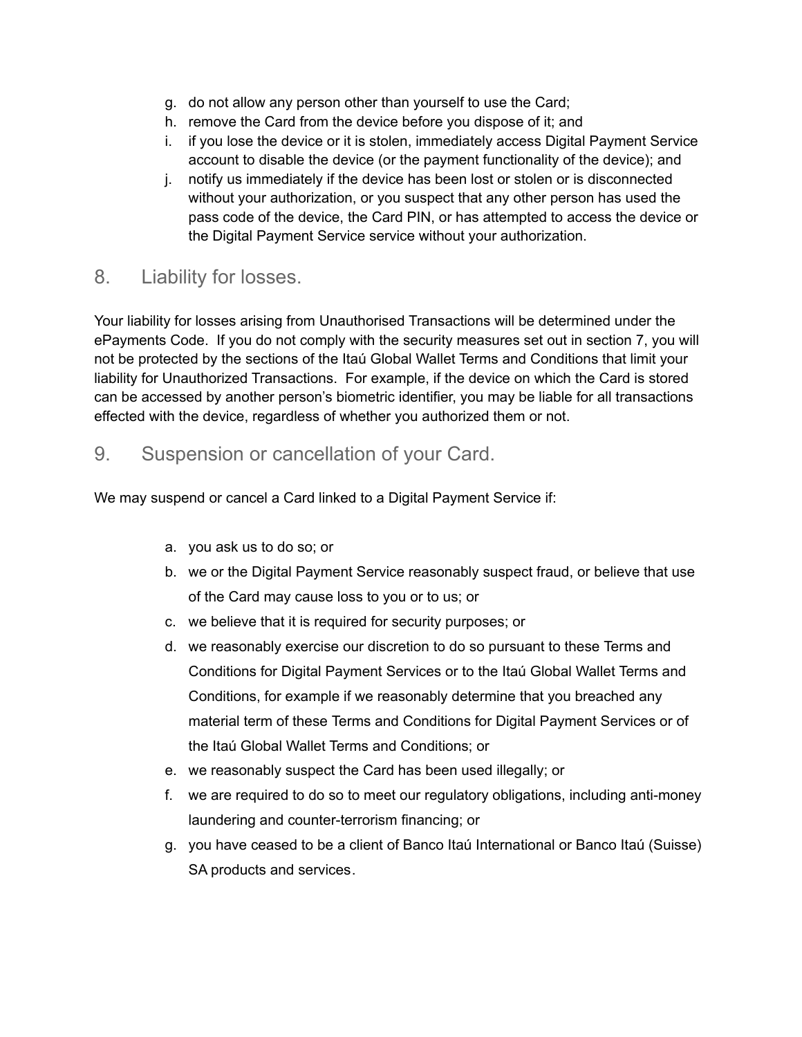g. do not allow any person other than yourself to use the Card;
h. remove the Card from the device before you dispose of it; and
i. if you lose the device or it is stolen, immediately access Digital Payment Service account to disable the device (or the payment functionality of the device); and
j. notify us immediately if the device has been lost or stolen or is disconnected without your authorization, or you suspect that any other person has used the pass code of the device, the Card PIN, or has attempted to access the device or the Digital Payment Service service without your authorization.

## 8. Liability for losses.

Your liability for losses arising from Unauthorised Transactions will be determined under the ePayments Code. If you do not comply with the security measures set out in section 7, you will not be protected by the sections of the Itaú Global Wallet Terms and Conditions that limit your liability for Unauthorized Transactions. For example, if the device on which the Card is stored can be accessed by another person's biometric identifier, you may be liable for all transactions effected with the device, regardless of whether you authorized them or not.

## 9. Suspension or cancellation of your Card.

We may suspend or cancel a Card linked to a Digital Payment Service if:

a. you ask us to do so; or
b. we or the Digital Payment Service reasonably suspect fraud, or believe that use of the Card may cause loss to you or to us; or
c. we believe that it is required for security purposes; or
d. we reasonably exercise our discretion to do so pursuant to these Terms and Conditions for Digital Payment Services or to the Itaú Global Wallet Terms and Conditions, for example if we reasonably determine that you breached any material term of these Terms and Conditions for Digital Payment Services or of the Itaú Global Wallet Terms and Conditions; or
e. we reasonably suspect the Card has been used illegally; or
f. we are required to do so to meet our regulatory obligations, including anti-money laundering and counter-terrorism financing; or
g. you have ceased to be a client of Banco Itaú International or Banco Itaú (Suisse) SA products and services.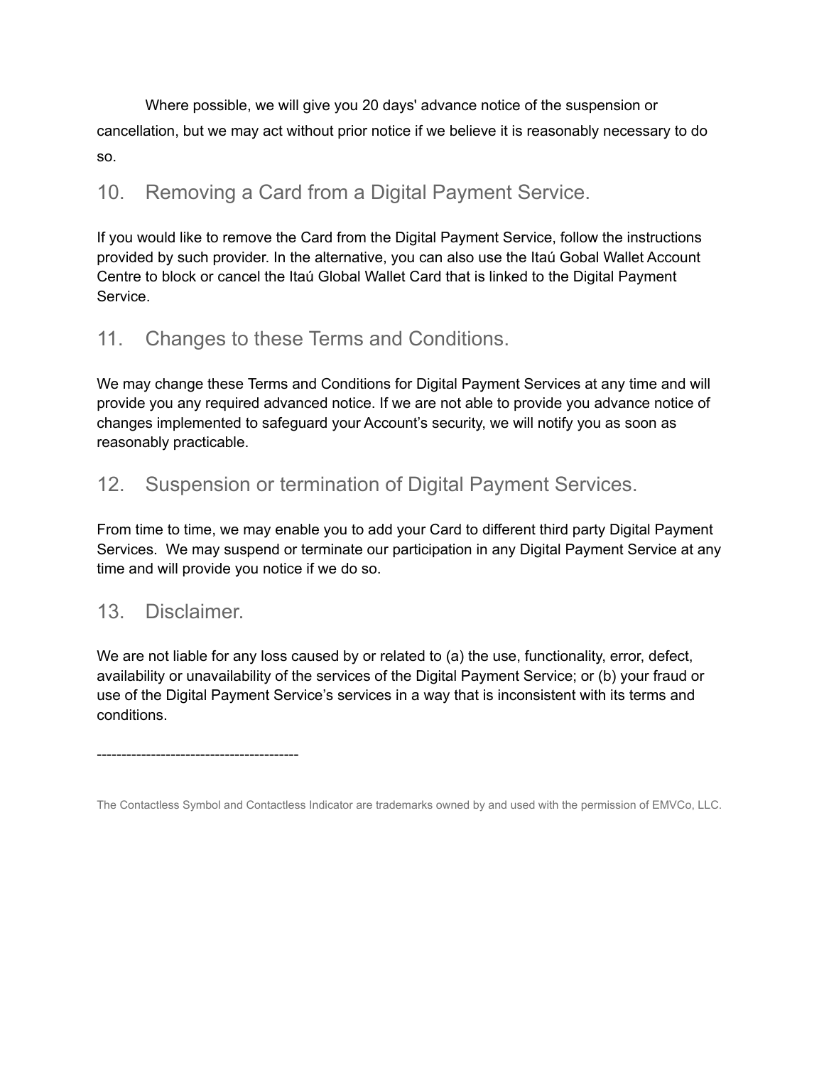Where possible, we will give you 20 days' advance notice of the suspension or cancellation, but we may act without prior notice if we believe it is reasonably necessary to do so.

## 10. Removing a Card from a Digital Payment Service.

If you would like to remove the Card from the Digital Payment Service, follow the instructions provided by such provider. In the alternative, you can also use the Itaú Gobal Wallet Account Centre to block or cancel the Itaú Global Wallet Card that is linked to the Digital Payment Service.

## 11. Changes to these Terms and Conditions.

We may change these Terms and Conditions for Digital Payment Services at any time and will provide you any required advanced notice. If we are not able to provide you advance notice of changes implemented to safeguard your Account's security, we will notify you as soon as reasonably practicable.

## 12. Suspension or termination of Digital Payment Services.

From time to time, we may enable you to add your Card to different third party Digital Payment Services. We may suspend or terminate our participation in any Digital Payment Service at any time and will provide you notice if we do so.

## 13. Disclaimer.

We are not liable for any loss caused by or related to (a) the use, functionality, error, defect, availability or unavailability of the services of the Digital Payment Service; or (b) your fraud or use of the Digital Payment Service's services in a way that is inconsistent with its terms and conditions.

----------------------------------------

The Contactless Symbol and Contactless Indicator are trademarks owned by and used with the permission of EMVCo, LLC.